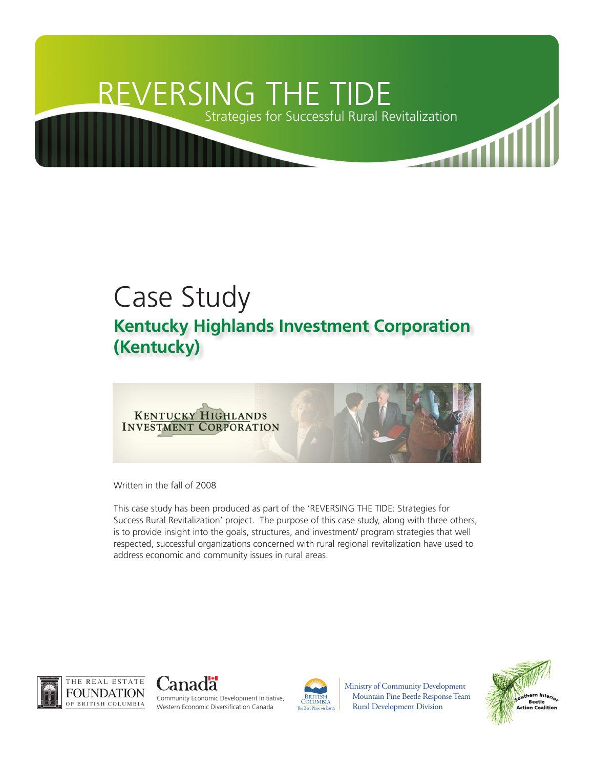# REVERSING THE TIDE

Strategies for Successful Rural Revitalization

# Case Study

## Kentucky Highlands Investment Corporation (Kentucky)

Written in the fall of 2008

This case study has been produced as part of the 'REVERSING THE TIDE: Strategies for Success Rural Revitalization' project. The purpose of this case study, along with three others, is to provide insight into the goals, structures, and investment/ program strategies that well respected, successful organizations concerned with rural regional revitalization have used to address economic and community issues in rural areas.

The Real Estate Foundation of British Columbia

Canada — Community Economic Development Initiative, Western Economic Diversification Canada

British Columbia — Ministry of Community Development, Mountain Pine Beetle Response Team, Rural Development Division

Southern Interior Beetle Action Coalition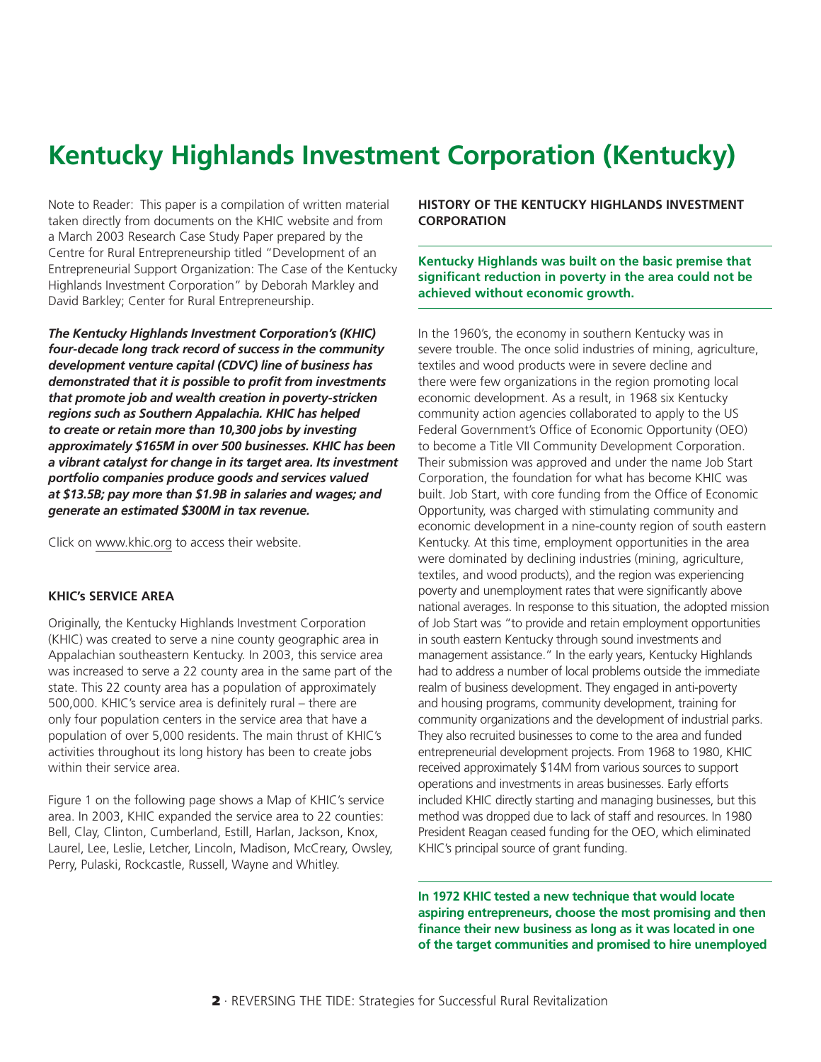# Kentucky Highlands Investment Corporation (Kentucky)

Note to Reader: This paper is a compilation of written material taken directly from documents on the KHIC website and from a March 2003 Research Case Study Paper prepared by the Centre for Rural Entrepreneurship titled "Development of an Entrepreneurial Support Organization: The Case of the Kentucky Highlands Investment Corporation" by Deborah Markley and David Barkley; Center for Rural Entrepreneurship.

***The Kentucky Highlands Investment Corporation's (KHIC) four-decade long track record of success in the community development venture capital (CDVC) line of business has demonstrated that it is possible to profit from investments that promote job and wealth creation in poverty-stricken regions such as Southern Appalachia. KHIC has helped to create or retain more than 10,300 jobs by investing approximately $165M in over 500 businesses. KHIC has been a vibrant catalyst for change in its target area. Its investment portfolio companies produce goods and services valued at $13.5B; pay more than $1.9B in salaries and wages; and generate an estimated $300M in tax revenue.***

Click on www.khic.org to access their website.

### KHIC's SERVICE AREA

Originally, the Kentucky Highlands Investment Corporation (KHIC) was created to serve a nine county geographic area in Appalachian southeastern Kentucky. In 2003, this service area was increased to serve a 22 county area in the same part of the state. This 22 county area has a population of approximately 500,000. KHIC's service area is definitely rural – there are only four population centers in the service area that have a population of over 5,000 residents. The main thrust of KHIC's activities throughout its long history has been to create jobs within their service area.

Figure 1 on the following page shows a Map of KHIC's service area. In 2003, KHIC expanded the service area to 22 counties: Bell, Clay, Clinton, Cumberland, Estill, Harlan, Jackson, Knox, Laurel, Lee, Leslie, Letcher, Lincoln, Madison, McCreary, Owsley, Perry, Pulaski, Rockcastle, Russell, Wayne and Whitley.

### HISTORY OF THE KENTUCKY HIGHLANDS INVESTMENT CORPORATION

**Kentucky Highlands was built on the basic premise that significant reduction in poverty in the area could not be achieved without economic growth.**

In the 1960's, the economy in southern Kentucky was in severe trouble. The once solid industries of mining, agriculture, textiles and wood products were in severe decline and there were few organizations in the region promoting local economic development. As a result, in 1968 six Kentucky community action agencies collaborated to apply to the US Federal Government's Office of Economic Opportunity (OEO) to become a Title VII Community Development Corporation. Their submission was approved and under the name Job Start Corporation, the foundation for what has become KHIC was built. Job Start, with core funding from the Office of Economic Opportunity, was charged with stimulating community and economic development in a nine-county region of south eastern Kentucky. At this time, employment opportunities in the area were dominated by declining industries (mining, agriculture, textiles, and wood products), and the region was experiencing poverty and unemployment rates that were significantly above national averages. In response to this situation, the adopted mission of Job Start was "to provide and retain employment opportunities in south eastern Kentucky through sound investments and management assistance." In the early years, Kentucky Highlands had to address a number of local problems outside the immediate realm of business development. They engaged in anti-poverty and housing programs, community development, training for community organizations and the development of industrial parks. They also recruited businesses to come to the area and funded entrepreneurial development projects. From 1968 to 1980, KHIC received approximately $14M from various sources to support operations and investments in areas businesses. Early efforts included KHIC directly starting and managing businesses, but this method was dropped due to lack of staff and resources. In 1980 President Reagan ceased funding for the OEO, which eliminated KHIC's principal source of grant funding.

**In 1972 KHIC tested a new technique that would locate aspiring entrepreneurs, choose the most promising and then finance their new business as long as it was located in one of the target communities and promised to hire unemployed**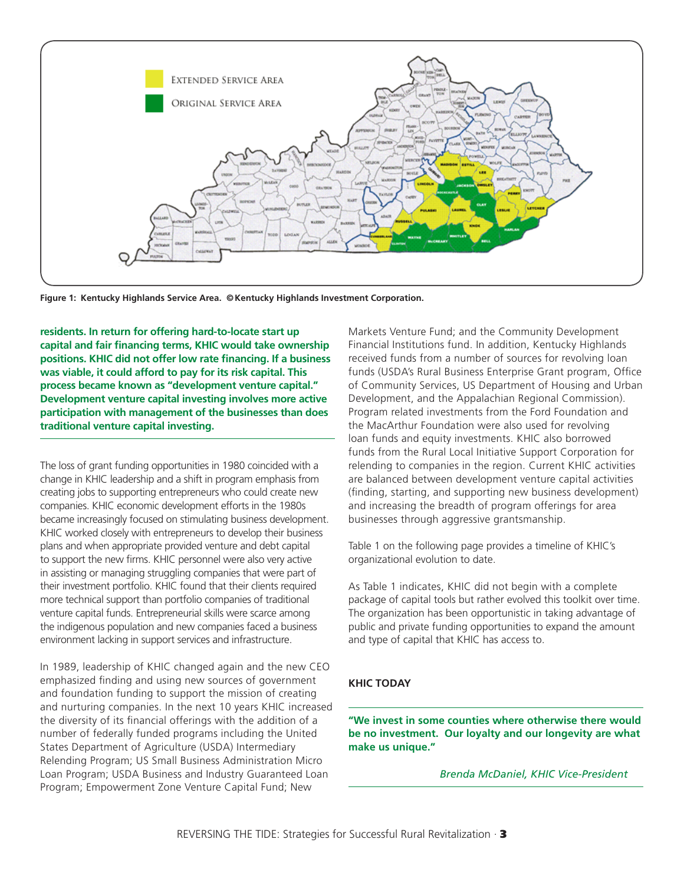Figure 1: Kentucky Highlands Service Area. ©Kentucky Highlands Investment Corporation.

**residents. In return for offering hard-to-locate start up capital and fair financing terms, KHIC would take ownership positions. KHIC did not offer low rate financing. If a business was viable, it could afford to pay for its risk capital. This process became known as "development venture capital." Development venture capital investing involves more active participation with management of the businesses than does traditional venture capital investing.**

The loss of grant funding opportunities in 1980 coincided with a change in KHIC leadership and a shift in program emphasis from creating jobs to supporting entrepreneurs who could create new companies. KHIC economic development efforts in the 1980s became increasingly focused on stimulating business development. KHIC worked closely with entrepreneurs to develop their business plans and when appropriate provided venture and debt capital to support the new firms. KHIC personnel were also very active in assisting or managing struggling companies that were part of their investment portfolio. KHIC found that their clients required more technical support than portfolio companies of traditional venture capital funds. Entrepreneurial skills were scarce among the indigenous population and new companies faced a business environment lacking in support services and infrastructure.

In 1989, leadership of KHIC changed again and the new CEO emphasized finding and using new sources of government and foundation funding to support the mission of creating and nurturing companies. In the next 10 years KHIC increased the diversity of its financial offerings with the addition of a number of federally funded programs including the United States Department of Agriculture (USDA) Intermediary Relending Program; US Small Business Administration Micro Loan Program; USDA Business and Industry Guaranteed Loan Program; Empowerment Zone Venture Capital Fund; New Markets Venture Fund; and the Community Development Financial Institutions fund. In addition, Kentucky Highlands received funds from a number of sources for revolving loan funds (USDA's Rural Business Enterprise Grant program, Office of Community Services, US Department of Housing and Urban Development, and the Appalachian Regional Commission). Program related investments from the Ford Foundation and the MacArthur Foundation were also used for revolving loan funds and equity investments. KHIC also borrowed funds from the Rural Local Initiative Support Corporation for relending to companies in the region. Current KHIC activities are balanced between development venture capital activities (finding, starting, and supporting new business development) and increasing the breadth of program offerings for area businesses through aggressive grantsmanship.

Table 1 on the following page provides a timeline of KHIC's organizational evolution to date.

As Table 1 indicates, KHIC did not begin with a complete package of capital tools but rather evolved this toolkit over time. The organization has been opportunistic in taking advantage of public and private funding opportunities to expand the amount and type of capital that KHIC has access to.

## KHIC TODAY

**"We invest in some counties where otherwise there would be no investment. Our loyalty and our longevity are what make us unique."**

*Brenda McDaniel, KHIC Vice-President*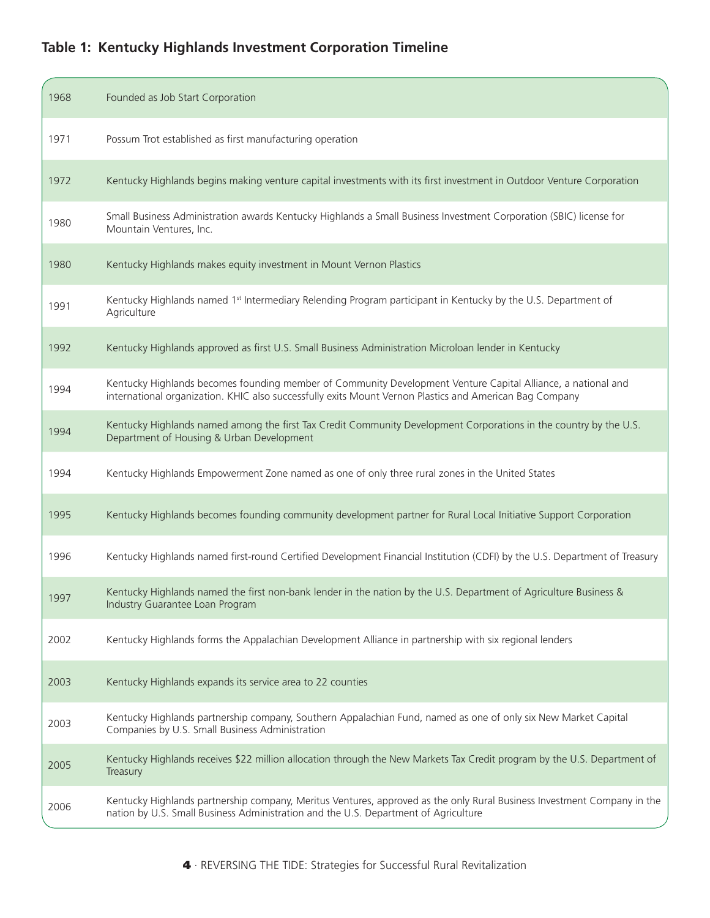**Table 1: Kentucky Highlands Investment Corporation Timeline**

| Year | Event |
|---|---|
| 1968 | Founded as Job Start Corporation |
| 1971 | Possum Trot established as first manufacturing operation |
| 1972 | Kentucky Highlands begins making venture capital investments with its first investment in Outdoor Venture Corporation |
| 1980 | Small Business Administration awards Kentucky Highlands a Small Business Investment Corporation (SBIC) license for Mountain Ventures, Inc. |
| 1980 | Kentucky Highlands makes equity investment in Mount Vernon Plastics |
| 1991 | Kentucky Highlands named 1st Intermediary Relending Program participant in Kentucky by the U.S. Department of Agriculture |
| 1992 | Kentucky Highlands approved as first U.S. Small Business Administration Microloan lender in Kentucky |
| 1994 | Kentucky Highlands becomes founding member of Community Development Venture Capital Alliance, a national and international organization. KHIC also successfully exits Mount Vernon Plastics and American Bag Company |
| 1994 | Kentucky Highlands named among the first Tax Credit Community Development Corporations in the country by the U.S. Department of Housing & Urban Development |
| 1994 | Kentucky Highlands Empowerment Zone named as one of only three rural zones in the United States |
| 1995 | Kentucky Highlands becomes founding community development partner for Rural Local Initiative Support Corporation |
| 1996 | Kentucky Highlands named first-round Certified Development Financial Institution (CDFI) by the U.S. Department of Treasury |
| 1997 | Kentucky Highlands named the first non-bank lender in the nation by the U.S. Department of Agriculture Business & Industry Guarantee Loan Program |
| 2002 | Kentucky Highlands forms the Appalachian Development Alliance in partnership with six regional lenders |
| 2003 | Kentucky Highlands expands its service area to 22 counties |
| 2003 | Kentucky Highlands partnership company, Southern Appalachian Fund, named as one of only six New Market Capital Companies by U.S. Small Business Administration |
| 2005 | Kentucky Highlands receives $22 million allocation through the New Markets Tax Credit program by the U.S. Department of Treasury |
| 2006 | Kentucky Highlands partnership company, Meritus Ventures, approved as the only Rural Business Investment Company in the nation by U.S. Small Business Administration and the U.S. Department of Agriculture |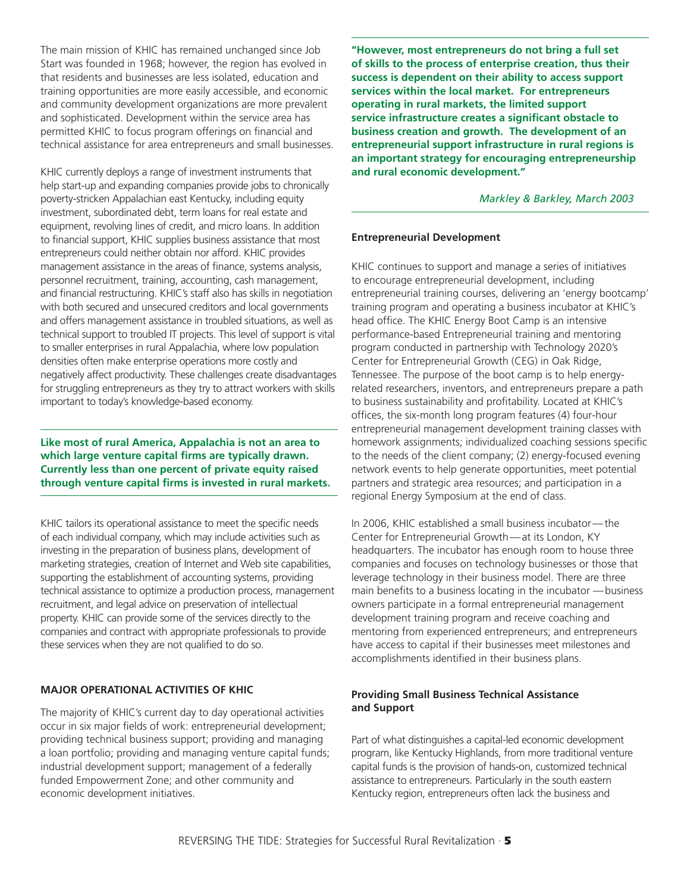The main mission of KHIC has remained unchanged since Job Start was founded in 1968; however, the region has evolved in that residents and businesses are less isolated, education and training opportunities are more easily accessible, and economic and community development organizations are more prevalent and sophisticated. Development within the service area has permitted KHIC to focus program offerings on financial and technical assistance for area entrepreneurs and small businesses.

KHIC currently deploys a range of investment instruments that help start-up and expanding companies provide jobs to chronically poverty-stricken Appalachian east Kentucky, including equity investment, subordinated debt, term loans for real estate and equipment, revolving lines of credit, and micro loans. In addition to financial support, KHIC supplies business assistance that most entrepreneurs could neither obtain nor afford. KHIC provides management assistance in the areas of finance, systems analysis, personnel recruitment, training, accounting, cash management, and financial restructuring. KHIC's staff also has skills in negotiation with both secured and unsecured creditors and local governments and offers management assistance in troubled situations, as well as technical support to troubled IT projects. This level of support is vital to smaller enterprises in rural Appalachia, where low population densities often make enterprise operations more costly and negatively affect productivity. These challenges create disadvantages for struggling entrepreneurs as they try to attract workers with skills important to today's knowledge-based economy.

**Like most of rural America, Appalachia is not an area to which large venture capital firms are typically drawn. Currently less than one percent of private equity raised through venture capital firms is invested in rural markets.**

KHIC tailors its operational assistance to meet the specific needs of each individual company, which may include activities such as investing in the preparation of business plans, development of marketing strategies, creation of Internet and Web site capabilities, supporting the establishment of accounting systems, providing technical assistance to optimize a production process, management recruitment, and legal advice on preservation of intellectual property. KHIC can provide some of the services directly to the companies and contract with appropriate professionals to provide these services when they are not qualified to do so.

## MAJOR OPERATIONAL ACTIVITIES OF KHIC

The majority of KHIC's current day to day operational activities occur in six major fields of work: entrepreneurial development; providing technical business support; providing and managing a loan portfolio; providing and managing venture capital funds; industrial development support; management of a federally funded Empowerment Zone; and other community and economic development initiatives.

**"However, most entrepreneurs do not bring a full set of skills to the process of enterprise creation, thus their success is dependent on their ability to access support services within the local market. For entrepreneurs operating in rural markets, the limited support service infrastructure creates a significant obstacle to business creation and growth. The development of an entrepreneurial support infrastructure in rural regions is an important strategy for encouraging entrepreneurship and rural economic development."**

*Markley & Barkley, March 2003*

### Entrepreneurial Development

KHIC continues to support and manage a series of initiatives to encourage entrepreneurial development, including entrepreneurial training courses, delivering an 'energy bootcamp' training program and operating a business incubator at KHIC's head office. The KHIC Energy Boot Camp is an intensive performance-based Entrepreneurial training and mentoring program conducted in partnership with Technology 2020's Center for Entrepreneurial Growth (CEG) in Oak Ridge, Tennessee. The purpose of the boot camp is to help energy-related researchers, inventors, and entrepreneurs prepare a path to business sustainability and profitability. Located at KHIC's offices, the six-month long program features (4) four-hour entrepreneurial management development training classes with homework assignments; individualized coaching sessions specific to the needs of the client company; (2) energy-focused evening network events to help generate opportunities, meet potential partners and strategic area resources; and participation in a regional Energy Symposium at the end of class.

In 2006, KHIC established a small business incubator — the Center for Entrepreneurial Growth — at its London, KY headquarters. The incubator has enough room to house three companies and focuses on technology businesses or those that leverage technology in their business model. There are three main benefits to a business locating in the incubator — business owners participate in a formal entrepreneurial management development training program and receive coaching and mentoring from experienced entrepreneurs; and entrepreneurs have access to capital if their businesses meet milestones and accomplishments identified in their business plans.

### Providing Small Business Technical Assistance and Support

Part of what distinguishes a capital-led economic development program, like Kentucky Highlands, from more traditional venture capital funds is the provision of hands-on, customized technical assistance to entrepreneurs. Particularly in the south eastern Kentucky region, entrepreneurs often lack the business and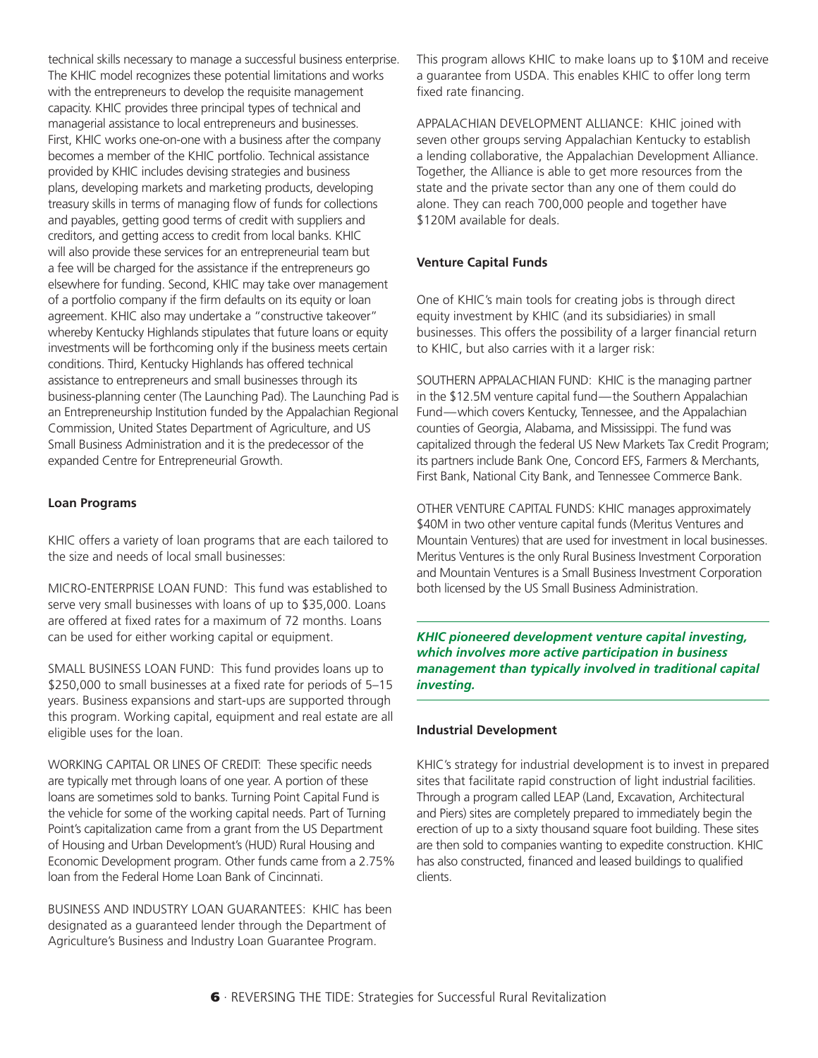technical skills necessary to manage a successful business enterprise. The KHIC model recognizes these potential limitations and works with the entrepreneurs to develop the requisite management capacity. KHIC provides three principal types of technical and managerial assistance to local entrepreneurs and businesses. First, KHIC works one-on-one with a business after the company becomes a member of the KHIC portfolio. Technical assistance provided by KHIC includes devising strategies and business plans, developing markets and marketing products, developing treasury skills in terms of managing flow of funds for collections and payables, getting good terms of credit with suppliers and creditors, and getting access to credit from local banks. KHIC will also provide these services for an entrepreneurial team but a fee will be charged for the assistance if the entrepreneurs go elsewhere for funding. Second, KHIC may take over management of a portfolio company if the firm defaults on its equity or loan agreement. KHIC also may undertake a "constructive takeover" whereby Kentucky Highlands stipulates that future loans or equity investments will be forthcoming only if the business meets certain conditions. Third, Kentucky Highlands has offered technical assistance to entrepreneurs and small businesses through its business-planning center (The Launching Pad). The Launching Pad is an Entrepreneurship Institution funded by the Appalachian Regional Commission, United States Department of Agriculture, and US Small Business Administration and it is the predecessor of the expanded Centre for Entrepreneurial Growth.

**Loan Programs**

KHIC offers a variety of loan programs that are each tailored to the size and needs of local small businesses:

MICRO-ENTERPRISE LOAN FUND: This fund was established to serve very small businesses with loans of up to $35,000. Loans are offered at fixed rates for a maximum of 72 months. Loans can be used for either working capital or equipment.

SMALL BUSINESS LOAN FUND: This fund provides loans up to $250,000 to small businesses at a fixed rate for periods of 5–15 years. Business expansions and start-ups are supported through this program. Working capital, equipment and real estate are all eligible uses for the loan.

WORKING CAPITAL OR LINES OF CREDIT: These specific needs are typically met through loans of one year. A portion of these loans are sometimes sold to banks. Turning Point Capital Fund is the vehicle for some of the working capital needs. Part of Turning Point's capitalization came from a grant from the US Department of Housing and Urban Development's (HUD) Rural Housing and Economic Development program. Other funds came from a 2.75% loan from the Federal Home Loan Bank of Cincinnati.

BUSINESS AND INDUSTRY LOAN GUARANTEES: KHIC has been designated as a guaranteed lender through the Department of Agriculture's Business and Industry Loan Guarantee Program. This program allows KHIC to make loans up to $10M and receive a guarantee from USDA. This enables KHIC to offer long term fixed rate financing.

APPALACHIAN DEVELOPMENT ALLIANCE: KHIC joined with seven other groups serving Appalachian Kentucky to establish a lending collaborative, the Appalachian Development Alliance. Together, the Alliance is able to get more resources from the state and the private sector than any one of them could do alone. They can reach 700,000 people and together have $120M available for deals.

**Venture Capital Funds**

One of KHIC's main tools for creating jobs is through direct equity investment by KHIC (and its subsidiaries) in small businesses. This offers the possibility of a larger financial return to KHIC, but also carries with it a larger risk:

SOUTHERN APPALACHIAN FUND: KHIC is the managing partner in the $12.5M venture capital fund—the Southern Appalachian Fund—which covers Kentucky, Tennessee, and the Appalachian counties of Georgia, Alabama, and Mississippi. The fund was capitalized through the federal US New Markets Tax Credit Program; its partners include Bank One, Concord EFS, Farmers & Merchants, First Bank, National City Bank, and Tennessee Commerce Bank.

OTHER VENTURE CAPITAL FUNDS: KHIC manages approximately $40M in two other venture capital funds (Meritus Ventures and Mountain Ventures) that are used for investment in local businesses. Meritus Ventures is the only Rural Business Investment Corporation and Mountain Ventures is a Small Business Investment Corporation both licensed by the US Small Business Administration.

***KHIC pioneered development venture capital investing, which involves more active participation in business management than typically involved in traditional capital investing.***

**Industrial Development**

KHIC's strategy for industrial development is to invest in prepared sites that facilitate rapid construction of light industrial facilities. Through a program called LEAP (Land, Excavation, Architectural and Piers) sites are completely prepared to immediately begin the erection of up to a sixty thousand square foot building. These sites are then sold to companies wanting to expedite construction. KHIC has also constructed, financed and leased buildings to qualified clients.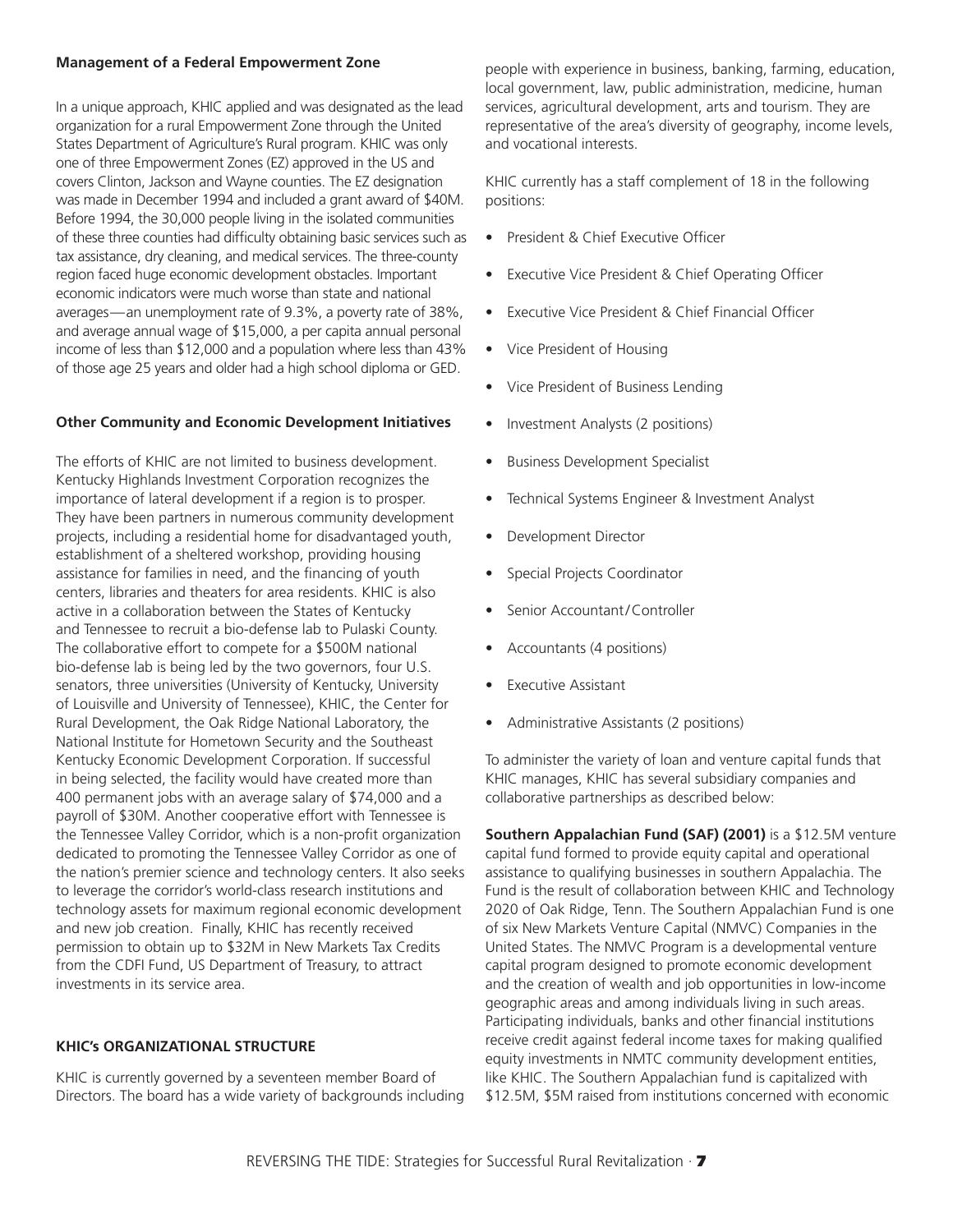**Management of a Federal Empowerment Zone**

In a unique approach, KHIC applied and was designated as the lead organization for a rural Empowerment Zone through the United States Department of Agriculture's Rural program. KHIC was only one of three Empowerment Zones (EZ) approved in the US and covers Clinton, Jackson and Wayne counties. The EZ designation was made in December 1994 and included a grant award of \$40M. Before 1994, the 30,000 people living in the isolated communities of these three counties had difficulty obtaining basic services such as tax assistance, dry cleaning, and medical services. The three-county region faced huge economic development obstacles. Important economic indicators were much worse than state and national averages—an unemployment rate of 9.3%, a poverty rate of 38%, and average annual wage of \$15,000, a per capita annual personal income of less than \$12,000 and a population where less than 43% of those age 25 years and older had a high school diploma or GED.

**Other Community and Economic Development Initiatives**

The efforts of KHIC are not limited to business development. Kentucky Highlands Investment Corporation recognizes the importance of lateral development if a region is to prosper. They have been partners in numerous community development projects, including a residential home for disadvantaged youth, establishment of a sheltered workshop, providing housing assistance for families in need, and the financing of youth centers, libraries and theaters for area residents. KHIC is also active in a collaboration between the States of Kentucky and Tennessee to recruit a bio-defense lab to Pulaski County. The collaborative effort to compete for a \$500M national bio-defense lab is being led by the two governors, four U.S. senators, three universities (University of Kentucky, University of Louisville and University of Tennessee), KHIC, the Center for Rural Development, the Oak Ridge National Laboratory, the National Institute for Hometown Security and the Southeast Kentucky Economic Development Corporation. If successful in being selected, the facility would have created more than 400 permanent jobs with an average salary of \$74,000 and a payroll of \$30M. Another cooperative effort with Tennessee is the Tennessee Valley Corridor, which is a non-profit organization dedicated to promoting the Tennessee Valley Corridor as one of the nation's premier science and technology centers. It also seeks to leverage the corridor's world-class research institutions and technology assets for maximum regional economic development and new job creation. Finally, KHIC has recently received permission to obtain up to \$32M in New Markets Tax Credits from the CDFI Fund, US Department of Treasury, to attract investments in its service area.

**KHIC's ORGANIZATIONAL STRUCTURE**

KHIC is currently governed by a seventeen member Board of Directors. The board has a wide variety of backgrounds including people with experience in business, banking, farming, education, local government, law, public administration, medicine, human services, agricultural development, arts and tourism. They are representative of the area's diversity of geography, income levels, and vocational interests.

KHIC currently has a staff complement of 18 in the following positions:

- President & Chief Executive Officer
- Executive Vice President & Chief Operating Officer
- Executive Vice President & Chief Financial Officer
- Vice President of Housing
- Vice President of Business Lending
- Investment Analysts (2 positions)
- Business Development Specialist
- Technical Systems Engineer & Investment Analyst
- Development Director
- Special Projects Coordinator
- Senior Accountant/Controller
- Accountants (4 positions)
- Executive Assistant
- Administrative Assistants (2 positions)

To administer the variety of loan and venture capital funds that KHIC manages, KHIC has several subsidiary companies and collaborative partnerships as described below:

**Southern Appalachian Fund (SAF) (2001)** is a \$12.5M venture capital fund formed to provide equity capital and operational assistance to qualifying businesses in southern Appalachia. The Fund is the result of collaboration between KHIC and Technology 2020 of Oak Ridge, Tenn. The Southern Appalachian Fund is one of six New Markets Venture Capital (NMVC) Companies in the United States. The NMVC Program is a developmental venture capital program designed to promote economic development and the creation of wealth and job opportunities in low-income geographic areas and among individuals living in such areas. Participating individuals, banks and other financial institutions receive credit against federal income taxes for making qualified equity investments in NMTC community development entities, like KHIC. The Southern Appalachian fund is capitalized with \$12.5M, \$5M raised from institutions concerned with economic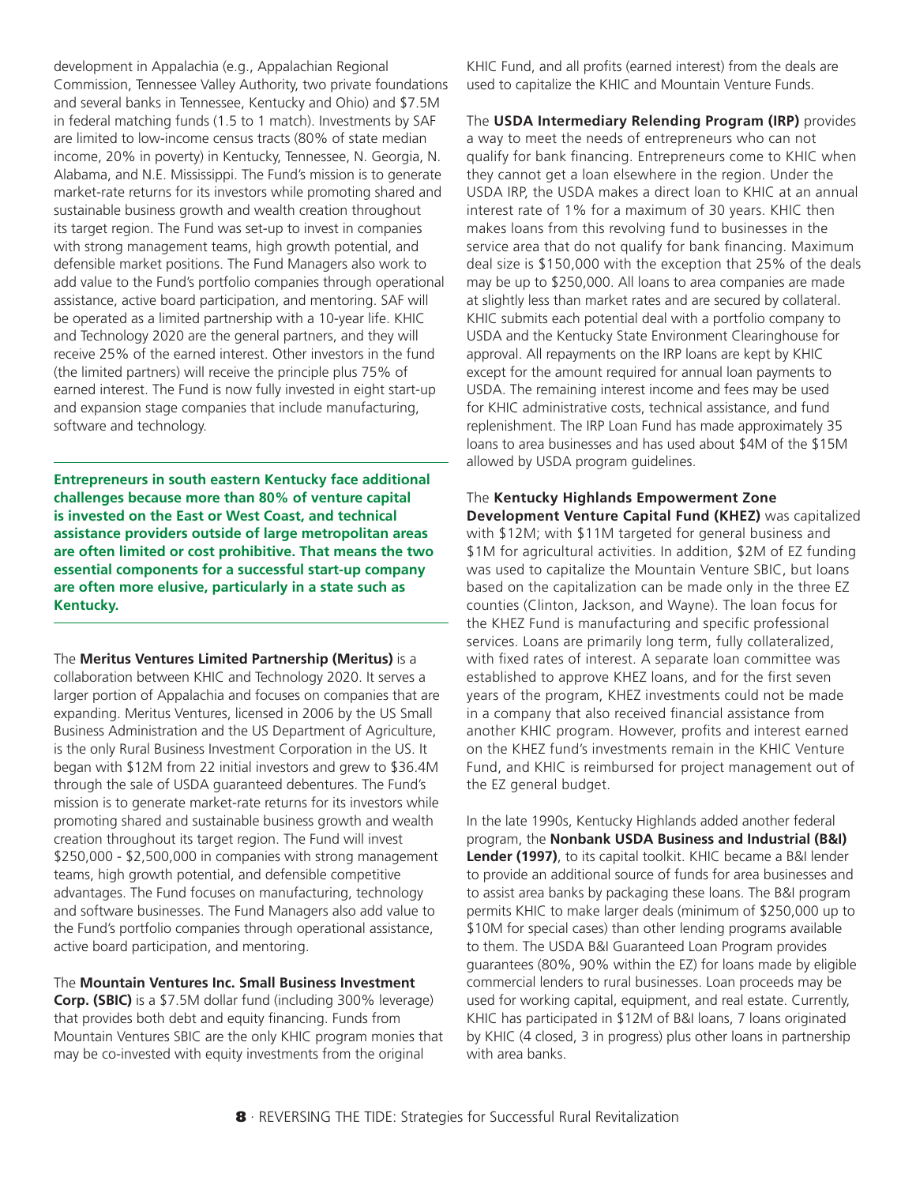development in Appalachia (e.g., Appalachian Regional Commission, Tennessee Valley Authority, two private foundations and several banks in Tennessee, Kentucky and Ohio) and $7.5M in federal matching funds (1.5 to 1 match). Investments by SAF are limited to low-income census tracts (80% of state median income, 20% in poverty) in Kentucky, Tennessee, N. Georgia, N. Alabama, and N.E. Mississippi. The Fund's mission is to generate market-rate returns for its investors while promoting shared and sustainable business growth and wealth creation throughout its target region. The Fund was set-up to invest in companies with strong management teams, high growth potential, and defensible market positions. The Fund Managers also work to add value to the Fund's portfolio companies through operational assistance, active board participation, and mentoring. SAF will be operated as a limited partnership with a 10-year life. KHIC and Technology 2020 are the general partners, and they will receive 25% of the earned interest. Other investors in the fund (the limited partners) will receive the principle plus 75% of earned interest. The Fund is now fully invested in eight start-up and expansion stage companies that include manufacturing, software and technology.

**Entrepreneurs in south eastern Kentucky face additional challenges because more than 80% of venture capital is invested on the East or West Coast, and technical assistance providers outside of large metropolitan areas are often limited or cost prohibitive. That means the two essential components for a successful start-up company are often more elusive, particularly in a state such as Kentucky.**

The **Meritus Ventures Limited Partnership (Meritus)** is a collaboration between KHIC and Technology 2020. It serves a larger portion of Appalachia and focuses on companies that are expanding. Meritus Ventures, licensed in 2006 by the US Small Business Administration and the US Department of Agriculture, is the only Rural Business Investment Corporation in the US. It began with $12M from 22 initial investors and grew to $36.4M through the sale of USDA guaranteed debentures. The Fund's mission is to generate market-rate returns for its investors while promoting shared and sustainable business growth and wealth creation throughout its target region. The Fund will invest $250,000 - $2,500,000 in companies with strong management teams, high growth potential, and defensible competitive advantages. The Fund focuses on manufacturing, technology and software businesses. The Fund Managers also add value to the Fund's portfolio companies through operational assistance, active board participation, and mentoring.

The **Mountain Ventures Inc. Small Business Investment Corp. (SBIC)** is a $7.5M dollar fund (including 300% leverage) that provides both debt and equity financing. Funds from Mountain Ventures SBIC are the only KHIC program monies that may be co-invested with equity investments from the original KHIC Fund, and all profits (earned interest) from the deals are used to capitalize the KHIC and Mountain Venture Funds.

The **USDA Intermediary Relending Program (IRP)** provides a way to meet the needs of entrepreneurs who can not qualify for bank financing. Entrepreneurs come to KHIC when they cannot get a loan elsewhere in the region. Under the USDA IRP, the USDA makes a direct loan to KHIC at an annual interest rate of 1% for a maximum of 30 years. KHIC then makes loans from this revolving fund to businesses in the service area that do not qualify for bank financing. Maximum deal size is $150,000 with the exception that 25% of the deals may be up to $250,000. All loans to area companies are made at slightly less than market rates and are secured by collateral. KHIC submits each potential deal with a portfolio company to USDA and the Kentucky State Environment Clearinghouse for approval. All repayments on the IRP loans are kept by KHIC except for the amount required for annual loan payments to USDA. The remaining interest income and fees may be used for KHIC administrative costs, technical assistance, and fund replenishment. The IRP Loan Fund has made approximately 35 loans to area businesses and has used about $4M of the $15M allowed by USDA program guidelines.

The **Kentucky Highlands Empowerment Zone Development Venture Capital Fund (KHEZ)** was capitalized with $12M; with $11M targeted for general business and $1M for agricultural activities. In addition, $2M of EZ funding was used to capitalize the Mountain Venture SBIC, but loans based on the capitalization can be made only in the three EZ counties (Clinton, Jackson, and Wayne). The loan focus for the KHEZ Fund is manufacturing and specific professional services. Loans are primarily long term, fully collateralized, with fixed rates of interest. A separate loan committee was established to approve KHEZ loans, and for the first seven years of the program, KHEZ investments could not be made in a company that also received financial assistance from another KHIC program. However, profits and interest earned on the KHEZ fund's investments remain in the KHIC Venture Fund, and KHIC is reimbursed for project management out of the EZ general budget.

In the late 1990s, Kentucky Highlands added another federal program, the **Nonbank USDA Business and Industrial (B&I) Lender (1997)**, to its capital toolkit. KHIC became a B&I lender to provide an additional source of funds for area businesses and to assist area banks by packaging these loans. The B&I program permits KHIC to make larger deals (minimum of $250,000 up to $10M for special cases) than other lending programs available to them. The USDA B&I Guaranteed Loan Program provides guarantees (80%, 90% within the EZ) for loans made by eligible commercial lenders to rural businesses. Loan proceeds may be used for working capital, equipment, and real estate. Currently, KHIC has participated in $12M of B&I loans, 7 loans originated by KHIC (4 closed, 3 in progress) plus other loans in partnership with area banks.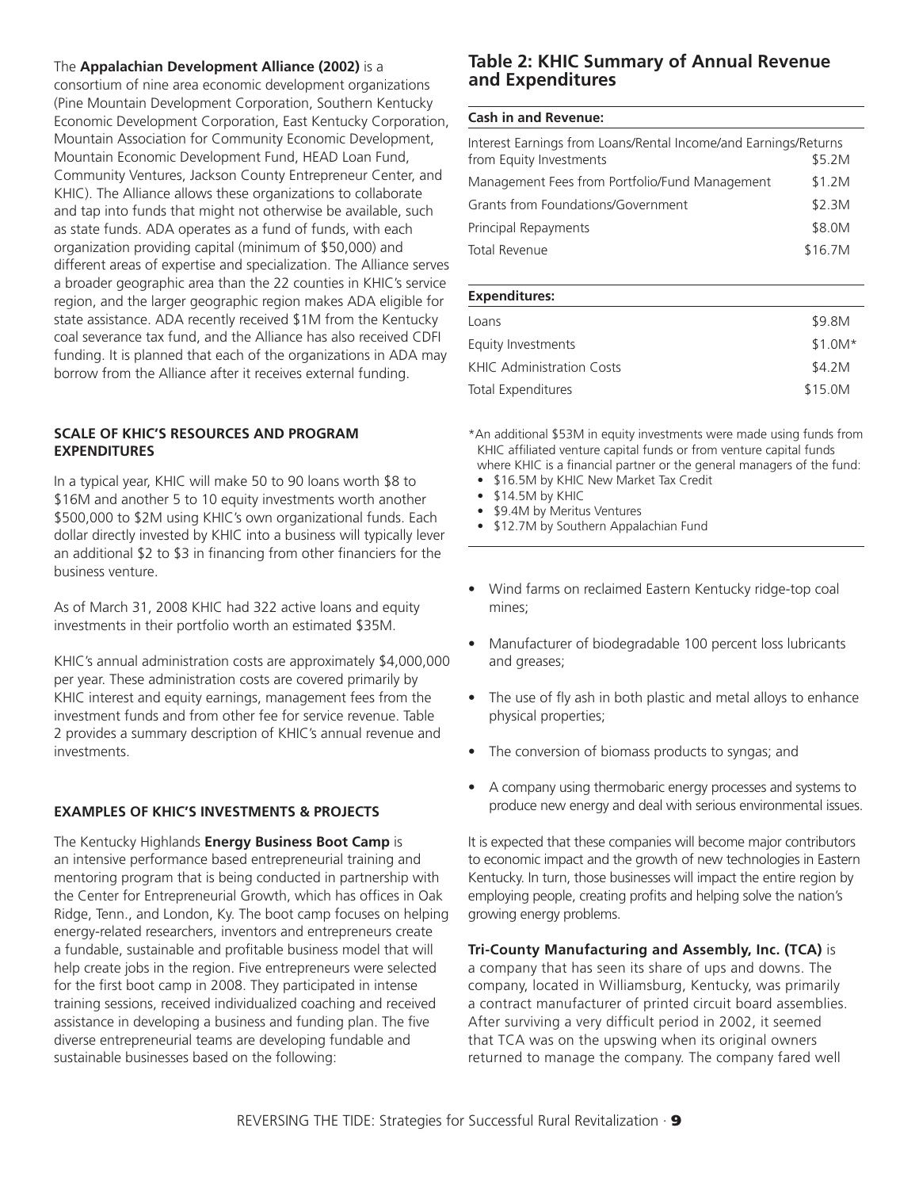The **Appalachian Development Alliance (2002)** is a consortium of nine area economic development organizations (Pine Mountain Development Corporation, Southern Kentucky Economic Development Corporation, East Kentucky Corporation, Mountain Association for Community Economic Development, Mountain Economic Development Fund, HEAD Loan Fund, Community Ventures, Jackson County Entrepreneur Center, and KHIC). The Alliance allows these organizations to collaborate and tap into funds that might not otherwise be available, such as state funds. ADA operates as a fund of funds, with each organization providing capital (minimum of $50,000) and different areas of expertise and specialization. The Alliance serves a broader geographic area than the 22 counties in KHIC's service region, and the larger geographic region makes ADA eligible for state assistance. ADA recently received $1M from the Kentucky coal severance tax fund, and the Alliance has also received CDFI funding. It is planned that each of the organizations in ADA may borrow from the Alliance after it receives external funding.

### SCALE OF KHIC'S RESOURCES AND PROGRAM EXPENDITURES

In a typical year, KHIC will make 50 to 90 loans worth $8 to $16M and another 5 to 10 equity investments worth another $500,000 to $2M using KHIC's own organizational funds. Each dollar directly invested by KHIC into a business will typically lever an additional $2 to $3 in financing from other financiers for the business venture.

As of March 31, 2008 KHIC had 322 active loans and equity investments in their portfolio worth an estimated $35M.

KHIC's annual administration costs are approximately $4,000,000 per year. These administration costs are covered primarily by KHIC interest and equity earnings, management fees from the investment funds and from other fee for service revenue. Table 2 provides a summary description of KHIC's annual revenue and investments.

## Table 2: KHIC Summary of Annual Revenue and Expenditures

| Cash in and Revenue: | |
|---|---|
| Interest Earnings from Loans/Rental Income/and Earnings/Returns from Equity Investments | $5.2M |
| Management Fees from Portfolio/Fund Management | $1.2M |
| Grants from Foundations/Government | $2.3M |
| Principal Repayments | $8.0M |
| Total Revenue | $16.7M |

| Expenditures: | |
|---|---|
| Loans | $9.8M |
| Equity Investments | $1.0M* |
| KHIC Administration Costs | $4.2M |
| Total Expenditures | $15.0M |

*An additional $53M in equity investments were made using funds from KHIC affiliated venture capital funds or from venture capital funds where KHIC is a financial partner or the general managers of the fund:

- $16.5M by KHIC New Market Tax Credit
- $14.5M by KHIC
- $9.4M by Meritus Ventures
- $12.7M by Southern Appalachian Fund

### EXAMPLES OF KHIC'S INVESTMENTS & PROJECTS

The Kentucky Highlands **Energy Business Boot Camp** is an intensive performance based entrepreneurial training and mentoring program that is being conducted in partnership with the Center for Entrepreneurial Growth, which has offices in Oak Ridge, Tenn., and London, Ky. The boot camp focuses on helping energy-related researchers, inventors and entrepreneurs create a fundable, sustainable and profitable business model that will help create jobs in the region. Five entrepreneurs were selected for the first boot camp in 2008. They participated in intense training sessions, received individualized coaching and received assistance in developing a business and funding plan. The five diverse entrepreneurial teams are developing fundable and sustainable businesses based on the following:

- Wind farms on reclaimed Eastern Kentucky ridge-top coal mines;
- Manufacturer of biodegradable 100 percent loss lubricants and greases;
- The use of fly ash in both plastic and metal alloys to enhance physical properties;
- The conversion of biomass products to syngas; and
- A company using thermobaric energy processes and systems to produce new energy and deal with serious environmental issues.

It is expected that these companies will become major contributors to economic impact and the growth of new technologies in Eastern Kentucky. In turn, those businesses will impact the entire region by employing people, creating profits and helping solve the nation's growing energy problems.

**Tri-County Manufacturing and Assembly, Inc. (TCA)** is a company that has seen its share of ups and downs. The company, located in Williamsburg, Kentucky, was primarily a contract manufacturer of printed circuit board assemblies. After surviving a very difficult period in 2002, it seemed that TCA was on the upswing when its original owners returned to manage the company. The company fared well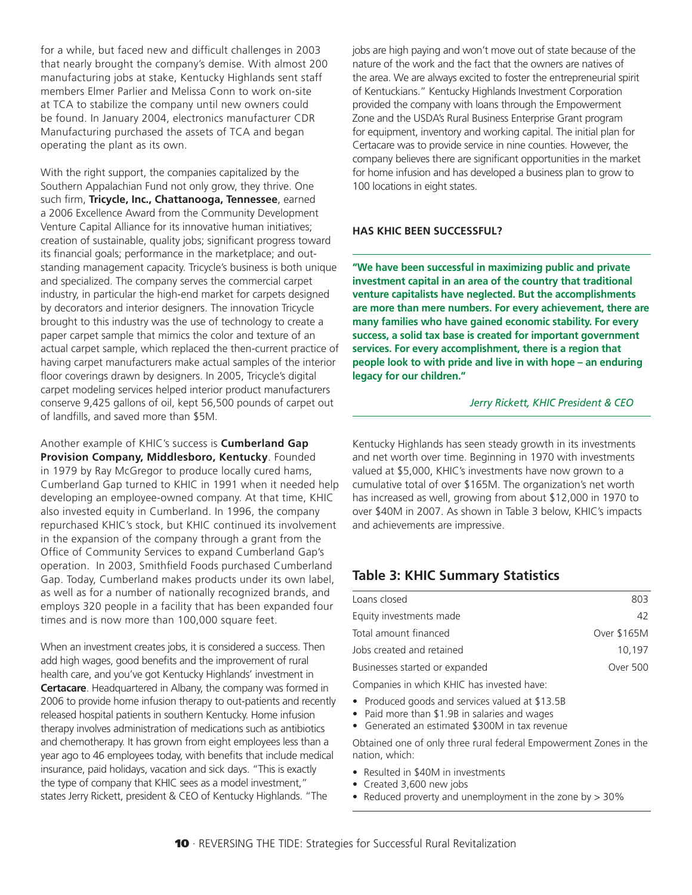for a while, but faced new and difficult challenges in 2003 that nearly brought the company's demise. With almost 200 manufacturing jobs at stake, Kentucky Highlands sent staff members Elmer Parlier and Melissa Conn to work on-site at TCA to stabilize the company until new owners could be found. In January 2004, electronics manufacturer CDR Manufacturing purchased the assets of TCA and began operating the plant as its own.

With the right support, the companies capitalized by the Southern Appalachian Fund not only grow, they thrive. One such firm, **Tricycle, Inc., Chattanooga, Tennessee**, earned a 2006 Excellence Award from the Community Development Venture Capital Alliance for its innovative human initiatives; creation of sustainable, quality jobs; significant progress toward its financial goals; performance in the marketplace; and outstanding management capacity. Tricycle's business is both unique and specialized. The company serves the commercial carpet industry, in particular the high-end market for carpets designed by decorators and interior designers. The innovation Tricycle brought to this industry was the use of technology to create a paper carpet sample that mimics the color and texture of an actual carpet sample, which replaced the then-current practice of having carpet manufacturers make actual samples of the interior floor coverings drawn by designers. In 2005, Tricycle's digital carpet modeling services helped interior product manufacturers conserve 9,425 gallons of oil, kept 56,500 pounds of carpet out of landfills, and saved more than $5M.

Another example of KHIC's success is **Cumberland Gap Provision Company, Middlesboro, Kentucky**. Founded in 1979 by Ray McGregor to produce locally cured hams, Cumberland Gap turned to KHIC in 1991 when it needed help developing an employee-owned company. At that time, KHIC also invested equity in Cumberland. In 1996, the company repurchased KHIC's stock, but KHIC continued its involvement in the expansion of the company through a grant from the Office of Community Services to expand Cumberland Gap's operation. In 2003, Smithfield Foods purchased Cumberland Gap. Today, Cumberland makes products under its own label, as well as for a number of nationally recognized brands, and employs 320 people in a facility that has been expanded four times and is now more than 100,000 square feet.

When an investment creates jobs, it is considered a success. Then add high wages, good benefits and the improvement of rural health care, and you've got Kentucky Highlands' investment in **Certacare**. Headquartered in Albany, the company was formed in 2006 to provide home infusion therapy to out-patients and recently released hospital patients in southern Kentucky. Home infusion therapy involves administration of medications such as antibiotics and chemotherapy. It has grown from eight employees less than a year ago to 46 employees today, with benefits that include medical insurance, paid holidays, vacation and sick days. "This is exactly the type of company that KHIC sees as a model investment," states Jerry Rickett, president & CEO of Kentucky Highlands. "The jobs are high paying and won't move out of state because of the nature of the work and the fact that the owners are natives of the area. We are always excited to foster the entrepreneurial spirit of Kentuckians." Kentucky Highlands Investment Corporation provided the company with loans through the Empowerment Zone and the USDA's Rural Business Enterprise Grant program for equipment, inventory and working capital. The initial plan for Certacare was to provide service in nine counties. However, the company believes there are significant opportunities in the market for home infusion and has developed a business plan to grow to 100 locations in eight states.

#### HAS KHIC BEEN SUCCESSFUL?

**"We have been successful in maximizing public and private investment capital in an area of the country that traditional venture capitalists have neglected. But the accomplishments are more than mere numbers. For every achievement, there are many families who have gained economic stability. For every success, a solid tax base is created for important government services. For every accomplishment, there is a region that people look to with pride and live in with hope – an enduring legacy for our children."**

*Jerry Rickett, KHIC President & CEO*

Kentucky Highlands has seen steady growth in its investments and net worth over time. Beginning in 1970 with investments valued at $5,000, KHIC's investments have now grown to a cumulative total of over $165M. The organization's net worth has increased as well, growing from about $12,000 in 1970 to over $40M in 2007. As shown in Table 3 below, KHIC's impacts and achievements are impressive.

## Table 3: KHIC Summary Statistics

| | |
|---|---|
| Loans closed | 803 |
| Equity investments made | 42 |
| Total amount financed | Over $165M |
| Jobs created and retained | 10,197 |
| Businesses started or expanded | Over 500 |

Companies in which KHIC has invested have:

- Produced goods and services valued at $13.5B
- Paid more than $1.9B in salaries and wages
- Generated an estimated $300M in tax revenue

Obtained one of only three rural federal Empowerment Zones in the nation, which:

- Resulted in $40M in investments
- Created 3,600 new jobs
- Reduced proverty and unemployment in the zone by > 30%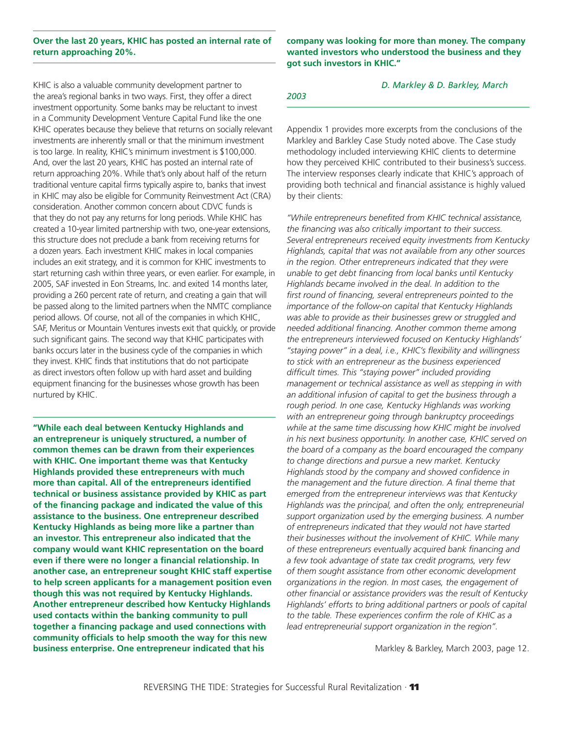**Over the last 20 years, KHIC has posted an internal rate of return approaching 20%.**

KHIC is also a valuable community development partner to the area's regional banks in two ways. First, they offer a direct investment opportunity. Some banks may be reluctant to invest in a Community Development Venture Capital Fund like the one KHIC operates because they believe that returns on socially relevant investments are inherently small or that the minimum investment is too large. In reality, KHIC's minimum investment is $100,000. And, over the last 20 years, KHIC has posted an internal rate of return approaching 20%. While that's only about half of the return traditional venture capital firms typically aspire to, banks that invest in KHIC may also be eligible for Community Reinvestment Act (CRA) consideration. Another common concern about CDVC funds is that they do not pay any returns for long periods. While KHIC has created a 10-year limited partnership with two, one-year extensions, this structure does not preclude a bank from receiving returns for a dozen years. Each investment KHIC makes in local companies includes an exit strategy, and it is common for KHIC investments to start returning cash within three years, or even earlier. For example, in 2005, SAF invested in Eon Streams, Inc. and exited 14 months later, providing a 260 percent rate of return, and creating a gain that will be passed along to the limited partners when the NMTC compliance period allows. Of course, not all of the companies in which KHIC, SAF, Meritus or Mountain Ventures invests exit that quickly, or provide such significant gains. The second way that KHIC participates with banks occurs later in the business cycle of the companies in which they invest. KHIC finds that institutions that do not participate as direct investors often follow up with hard asset and building equipment financing for the businesses whose growth has been nurtured by KHIC.

**"While each deal between Kentucky Highlands and an entrepreneur is uniquely structured, a number of common themes can be drawn from their experiences with KHIC. One important theme was that Kentucky Highlands provided these entrepreneurs with much more than capital. All of the entrepreneurs identified technical or business assistance provided by KHIC as part of the financing package and indicated the value of this assistance to the business. One entrepreneur described Kentucky Highlands as being more like a partner than an investor. This entrepreneur also indicated that the company would want KHIC representation on the board even if there were no longer a financial relationship. In another case, an entrepreneur sought KHIC staff expertise to help screen applicants for a management position even though this was not required by Kentucky Highlands. Another entrepreneur described how Kentucky Highlands used contacts within the banking community to pull together a financing package and used connections with community officials to help smooth the way for this new business enterprise. One entrepreneur indicated that his company was looking for more than money. The company wanted investors who understood the business and they got such investors in KHIC."**

*D. Markley & D. Barkley, March 2003*

Appendix 1 provides more excerpts from the conclusions of the Markley and Barkley Case Study noted above. The Case study methodology included interviewing KHIC clients to determine how they perceived KHIC contributed to their business's success. The interview responses clearly indicate that KHIC's approach of providing both technical and financial assistance is highly valued by their clients:

*"While entrepreneurs benefited from KHIC technical assistance, the financing was also critically important to their success. Several entrepreneurs received equity investments from Kentucky Highlands, capital that was not available from any other sources in the region. Other entrepreneurs indicated that they were unable to get debt financing from local banks until Kentucky Highlands became involved in the deal. In addition to the first round of financing, several entrepreneurs pointed to the importance of the follow-on capital that Kentucky Highlands was able to provide as their businesses grew or struggled and needed additional financing. Another common theme among the entrepreneurs interviewed focused on Kentucky Highlands' "staying power" in a deal, i.e., KHIC's flexibility and willingness to stick with an entrepreneur as the business experienced difficult times. This "staying power" included providing management or technical assistance as well as stepping in with an additional infusion of capital to get the business through a rough period. In one case, Kentucky Highlands was working with an entrepreneur going through bankruptcy proceedings while at the same time discussing how KHIC might be involved in his next business opportunity. In another case, KHIC served on the board of a company as the board encouraged the company to change directions and pursue a new market. Kentucky Highlands stood by the company and showed confidence in the management and the future direction. A final theme that emerged from the entrepreneur interviews was that Kentucky Highlands was the principal, and often the only, entrepreneurial support organization used by the emerging business. A number of entrepreneurs indicated that they would not have started their businesses without the involvement of KHIC. While many of these entrepreneurs eventually acquired bank financing and a few took advantage of state tax credit programs, very few of them sought assistance from other economic development organizations in the region. In most cases, the engagement of other financial or assistance providers was the result of Kentucky Highlands' efforts to bring additional partners or pools of capital to the table. These experiences confirm the role of KHIC as a lead entrepreneurial support organization in the region".*

Markley & Barkley, March 2003, page 12.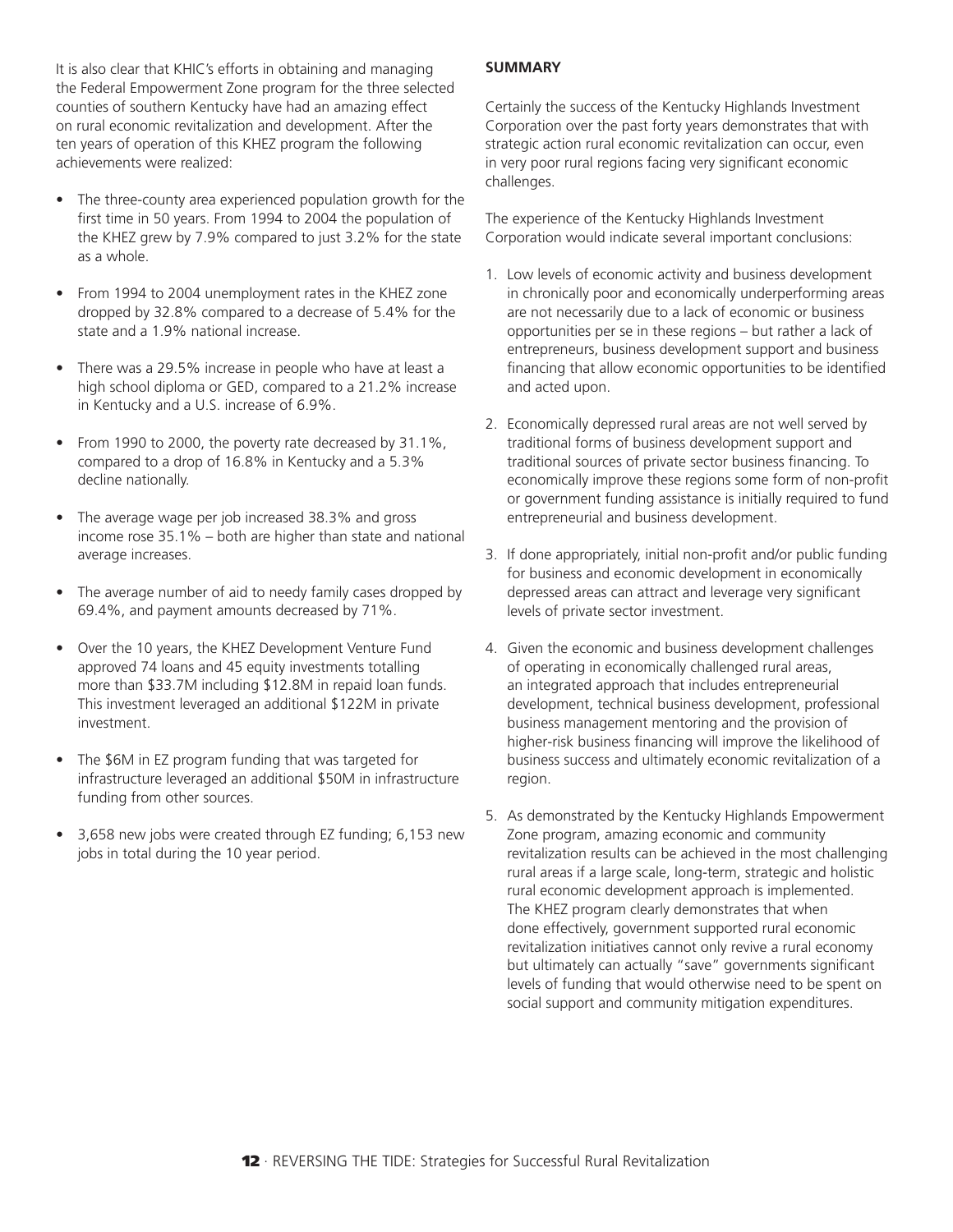It is also clear that KHIC's efforts in obtaining and managing the Federal Empowerment Zone program for the three selected counties of southern Kentucky have had an amazing effect on rural economic revitalization and development. After the ten years of operation of this KHEZ program the following achievements were realized:

- The three-county area experienced population growth for the first time in 50 years. From 1994 to 2004 the population of the KHEZ grew by 7.9% compared to just 3.2% for the state as a whole.
- From 1994 to 2004 unemployment rates in the KHEZ zone dropped by 32.8% compared to a decrease of 5.4% for the state and a 1.9% national increase.
- There was a 29.5% increase in people who have at least a high school diploma or GED, compared to a 21.2% increase in Kentucky and a U.S. increase of 6.9%.
- From 1990 to 2000, the poverty rate decreased by 31.1%, compared to a drop of 16.8% in Kentucky and a 5.3% decline nationally.
- The average wage per job increased 38.3% and gross income rose 35.1% – both are higher than state and national average increases.
- The average number of aid to needy family cases dropped by 69.4%, and payment amounts decreased by 71%.
- Over the 10 years, the KHEZ Development Venture Fund approved 74 loans and 45 equity investments totalling more than $33.7M including $12.8M in repaid loan funds. This investment leveraged an additional $122M in private investment.
- The $6M in EZ program funding that was targeted for infrastructure leveraged an additional $50M in infrastructure funding from other sources.
- 3,658 new jobs were created through EZ funding; 6,153 new jobs in total during the 10 year period.

**SUMMARY**

Certainly the success of the Kentucky Highlands Investment Corporation over the past forty years demonstrates that with strategic action rural economic revitalization can occur, even in very poor rural regions facing very significant economic challenges.

The experience of the Kentucky Highlands Investment Corporation would indicate several important conclusions:

1. Low levels of economic activity and business development in chronically poor and economically underperforming areas are not necessarily due to a lack of economic or business opportunities per se in these regions – but rather a lack of entrepreneurs, business development support and business financing that allow economic opportunities to be identified and acted upon.
2. Economically depressed rural areas are not well served by traditional forms of business development support and traditional sources of private sector business financing. To economically improve these regions some form of non-profit or government funding assistance is initially required to fund entrepreneurial and business development.
3. If done appropriately, initial non-profit and/or public funding for business and economic development in economically depressed areas can attract and leverage very significant levels of private sector investment.
4. Given the economic and business development challenges of operating in economically challenged rural areas, an integrated approach that includes entrepreneurial development, technical business development, professional business management mentoring and the provision of higher-risk business financing will improve the likelihood of business success and ultimately economic revitalization of a region.
5. As demonstrated by the Kentucky Highlands Empowerment Zone program, amazing economic and community revitalization results can be achieved in the most challenging rural areas if a large scale, long-term, strategic and holistic rural economic development approach is implemented. The KHEZ program clearly demonstrates that when done effectively, government supported rural economic revitalization initiatives cannot only revive a rural economy but ultimately can actually "save" governments significant levels of funding that would otherwise need to be spent on social support and community mitigation expenditures.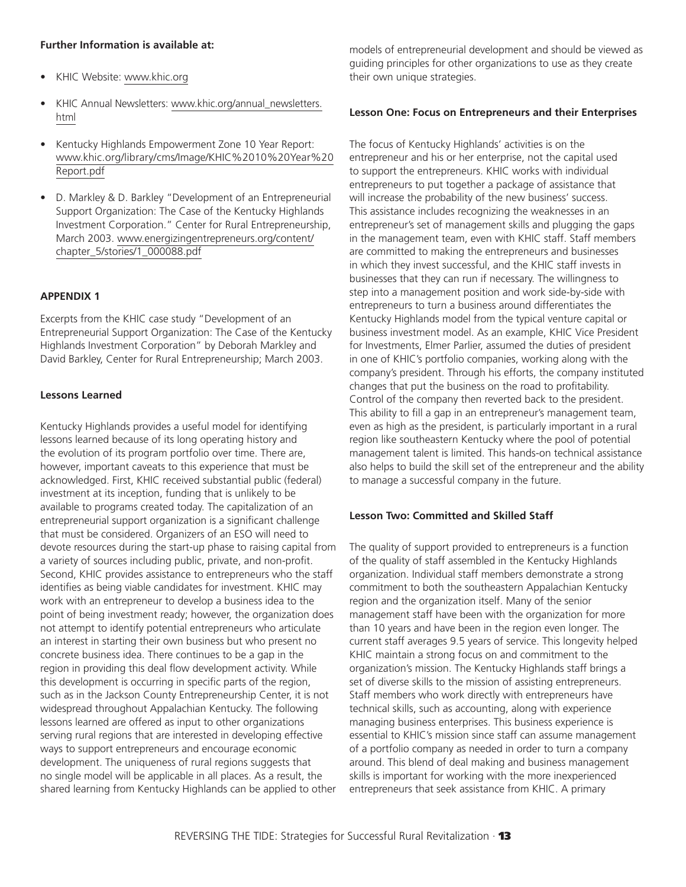**Further Information is available at:**

- KHIC Website: www.khic.org
- KHIC Annual Newsletters: www.khic.org/annual_newsletters.html
- Kentucky Highlands Empowerment Zone 10 Year Report: www.khic.org/library/cms/Image/KHIC%2010%20Year%20Report.pdf
- D. Markley & D. Barkley "Development of an Entrepreneurial Support Organization: The Case of the Kentucky Highlands Investment Corporation." Center for Rural Entrepreneurship, March 2003. www.energizingentrepreneurs.org/content/chapter_5/stories/1_000088.pdf

## APPENDIX 1

Excerpts from the KHIC case study "Development of an Entrepreneurial Support Organization: The Case of the Kentucky Highlands Investment Corporation" by Deborah Markley and David Barkley, Center for Rural Entrepreneurship; March 2003.

### Lessons Learned

Kentucky Highlands provides a useful model for identifying lessons learned because of its long operating history and the evolution of its program portfolio over time. There are, however, important caveats to this experience that must be acknowledged. First, KHIC received substantial public (federal) investment at its inception, funding that is unlikely to be available to programs created today. The capitalization of an entrepreneurial support organization is a significant challenge that must be considered. Organizers of an ESO will need to devote resources during the start-up phase to raising capital from a variety of sources including public, private, and non-profit. Second, KHIC provides assistance to entrepreneurs who the staff identifies as being viable candidates for investment. KHIC may work with an entrepreneur to develop a business idea to the point of being investment ready; however, the organization does not attempt to identify potential entrepreneurs who articulate an interest in starting their own business but who present no concrete business idea. There continues to be a gap in the region in providing this deal flow development activity. While this development is occurring in specific parts of the region, such as in the Jackson County Entrepreneurship Center, it is not widespread throughout Appalachian Kentucky. The following lessons learned are offered as input to other organizations serving rural regions that are interested in developing effective ways to support entrepreneurs and encourage economic development. The uniqueness of rural regions suggests that no single model will be applicable in all places. As a result, the shared learning from Kentucky Highlands can be applied to other models of entrepreneurial development and should be viewed as guiding principles for other organizations to use as they create their own unique strategies.

### Lesson One: Focus on Entrepreneurs and their Enterprises

The focus of Kentucky Highlands' activities is on the entrepreneur and his or her enterprise, not the capital used to support the entrepreneurs. KHIC works with individual entrepreneurs to put together a package of assistance that will increase the probability of the new business' success. This assistance includes recognizing the weaknesses in an entrepreneur's set of management skills and plugging the gaps in the management team, even with KHIC staff. Staff members are committed to making the entrepreneurs and businesses in which they invest successful, and the KHIC staff invests in businesses that they can run if necessary. The willingness to step into a management position and work side-by-side with entrepreneurs to turn a business around differentiates the Kentucky Highlands model from the typical venture capital or business investment model. As an example, KHIC Vice President for Investments, Elmer Parlier, assumed the duties of president in one of KHIC's portfolio companies, working along with the company's president. Through his efforts, the company instituted changes that put the business on the road to profitability. Control of the company then reverted back to the president. This ability to fill a gap in an entrepreneur's management team, even as high as the president, is particularly important in a rural region like southeastern Kentucky where the pool of potential management talent is limited. This hands-on technical assistance also helps to build the skill set of the entrepreneur and the ability to manage a successful company in the future.

### Lesson Two: Committed and Skilled Staff

The quality of support provided to entrepreneurs is a function of the quality of staff assembled in the Kentucky Highlands organization. Individual staff members demonstrate a strong commitment to both the southeastern Appalachian Kentucky region and the organization itself. Many of the senior management staff have been with the organization for more than 10 years and have been in the region even longer. The current staff averages 9.5 years of service. This longevity helped KHIC maintain a strong focus on and commitment to the organization's mission. The Kentucky Highlands staff brings a set of diverse skills to the mission of assisting entrepreneurs. Staff members who work directly with entrepreneurs have technical skills, such as accounting, along with experience managing business enterprises. This business experience is essential to KHIC's mission since staff can assume management of a portfolio company as needed in order to turn a company around. This blend of deal making and business management skills is important for working with the more inexperienced entrepreneurs that seek assistance from KHIC. A primary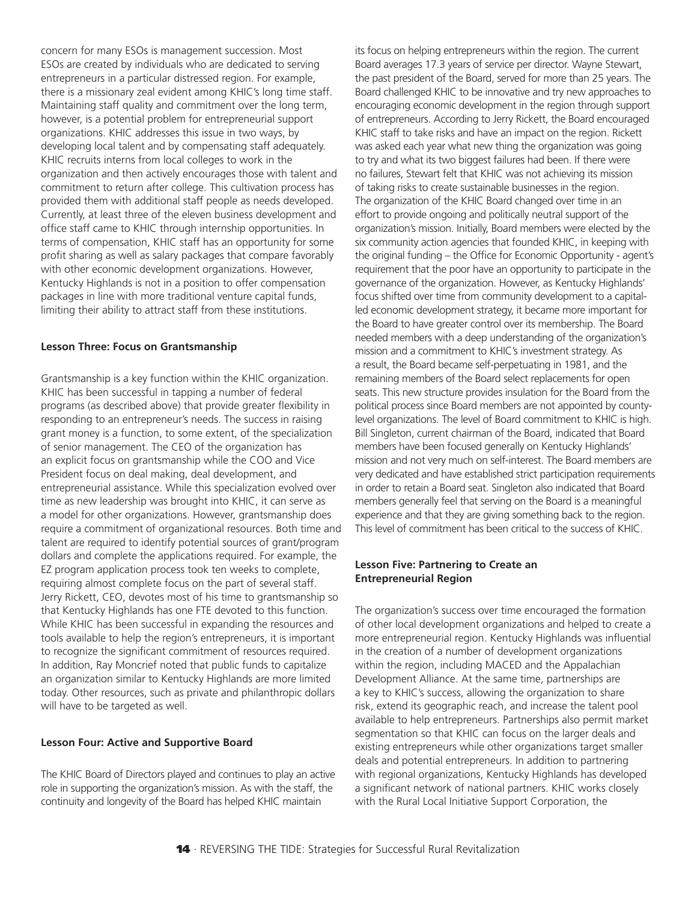concern for many ESOs is management succession. Most ESOs are created by individuals who are dedicated to serving entrepreneurs in a particular distressed region. For example, there is a missionary zeal evident among KHIC's long time staff. Maintaining staff quality and commitment over the long term, however, is a potential problem for entrepreneurial support organizations. KHIC addresses this issue in two ways, by developing local talent and by compensating staff adequately. KHIC recruits interns from local colleges to work in the organization and then actively encourages those with talent and commitment to return after college. This cultivation process has provided them with additional staff people as needs developed. Currently, at least three of the eleven business development and office staff came to KHIC through internship opportunities. In terms of compensation, KHIC staff has an opportunity for some profit sharing as well as salary packages that compare favorably with other economic development organizations. However, Kentucky Highlands is not in a position to offer compensation packages in line with more traditional venture capital funds, limiting their ability to attract staff from these institutions.

**Lesson Three: Focus on Grantsmanship**

Grantsmanship is a key function within the KHIC organization. KHIC has been successful in tapping a number of federal programs (as described above) that provide greater flexibility in responding to an entrepreneur's needs. The success in raising grant money is a function, to some extent, of the specialization of senior management. The CEO of the organization has an explicit focus on grantsmanship while the COO and Vice President focus on deal making, deal development, and entrepreneurial assistance. While this specialization evolved over time as new leadership was brought into KHIC, it can serve as a model for other organizations. However, grantsmanship does require a commitment of organizational resources. Both time and talent are required to identify potential sources of grant/program dollars and complete the applications required. For example, the EZ program application process took ten weeks to complete, requiring almost complete focus on the part of several staff. Jerry Rickett, CEO, devotes most of his time to grantsmanship so that Kentucky Highlands has one FTE devoted to this function. While KHIC has been successful in expanding the resources and tools available to help the region's entrepreneurs, it is important to recognize the significant commitment of resources required. In addition, Ray Moncrief noted that public funds to capitalize an organization similar to Kentucky Highlands are more limited today. Other resources, such as private and philanthropic dollars will have to be targeted as well.

**Lesson Four: Active and Supportive Board**

The KHIC Board of Directors played and continues to play an active role in supporting the organization's mission. As with the staff, the continuity and longevity of the Board has helped KHIC maintain its focus on helping entrepreneurs within the region. The current Board averages 17.3 years of service per director. Wayne Stewart, the past president of the Board, served for more than 25 years. The Board challenged KHIC to be innovative and try new approaches to encouraging economic development in the region through support of entrepreneurs. According to Jerry Rickett, the Board encouraged KHIC staff to take risks and have an impact on the region. Rickett was asked each year what new thing the organization was going to try and what its two biggest failures had been. If there were no failures, Stewart felt that KHIC was not achieving its mission of taking risks to create sustainable businesses in the region. The organization of the KHIC Board changed over time in an effort to provide ongoing and politically neutral support of the organization's mission. Initially, Board members were elected by the six community action agencies that founded KHIC, in keeping with the original funding – the Office for Economic Opportunity - agent's requirement that the poor have an opportunity to participate in the governance of the organization. However, as Kentucky Highlands' focus shifted over time from community development to a capital-led economic development strategy, it became more important for the Board to have greater control over its membership. The Board needed members with a deep understanding of the organization's mission and a commitment to KHIC's investment strategy. As a result, the Board became self-perpetuating in 1981, and the remaining members of the Board select replacements for open seats. This new structure provides insulation for the Board from the political process since Board members are not appointed by county-level organizations. The level of Board commitment to KHIC is high. Bill Singleton, current chairman of the Board, indicated that Board members have been focused generally on Kentucky Highlands' mission and not very much on self-interest. The Board members are very dedicated and have established strict participation requirements in order to retain a Board seat. Singleton also indicated that Board members generally feel that serving on the Board is a meaningful experience and that they are giving something back to the region. This level of commitment has been critical to the success of KHIC.

**Lesson Five: Partnering to Create an Entrepreneurial Region**

The organization's success over time encouraged the formation of other local development organizations and helped to create a more entrepreneurial region. Kentucky Highlands was influential in the creation of a number of development organizations within the region, including MACED and the Appalachian Development Alliance. At the same time, partnerships are a key to KHIC's success, allowing the organization to share risk, extend its geographic reach, and increase the talent pool available to help entrepreneurs. Partnerships also permit market segmentation so that KHIC can focus on the larger deals and existing entrepreneurs while other organizations target smaller deals and potential entrepreneurs. In addition to partnering with regional organizations, Kentucky Highlands has developed a significant network of national partners. KHIC works closely with the Rural Local Initiative Support Corporation, the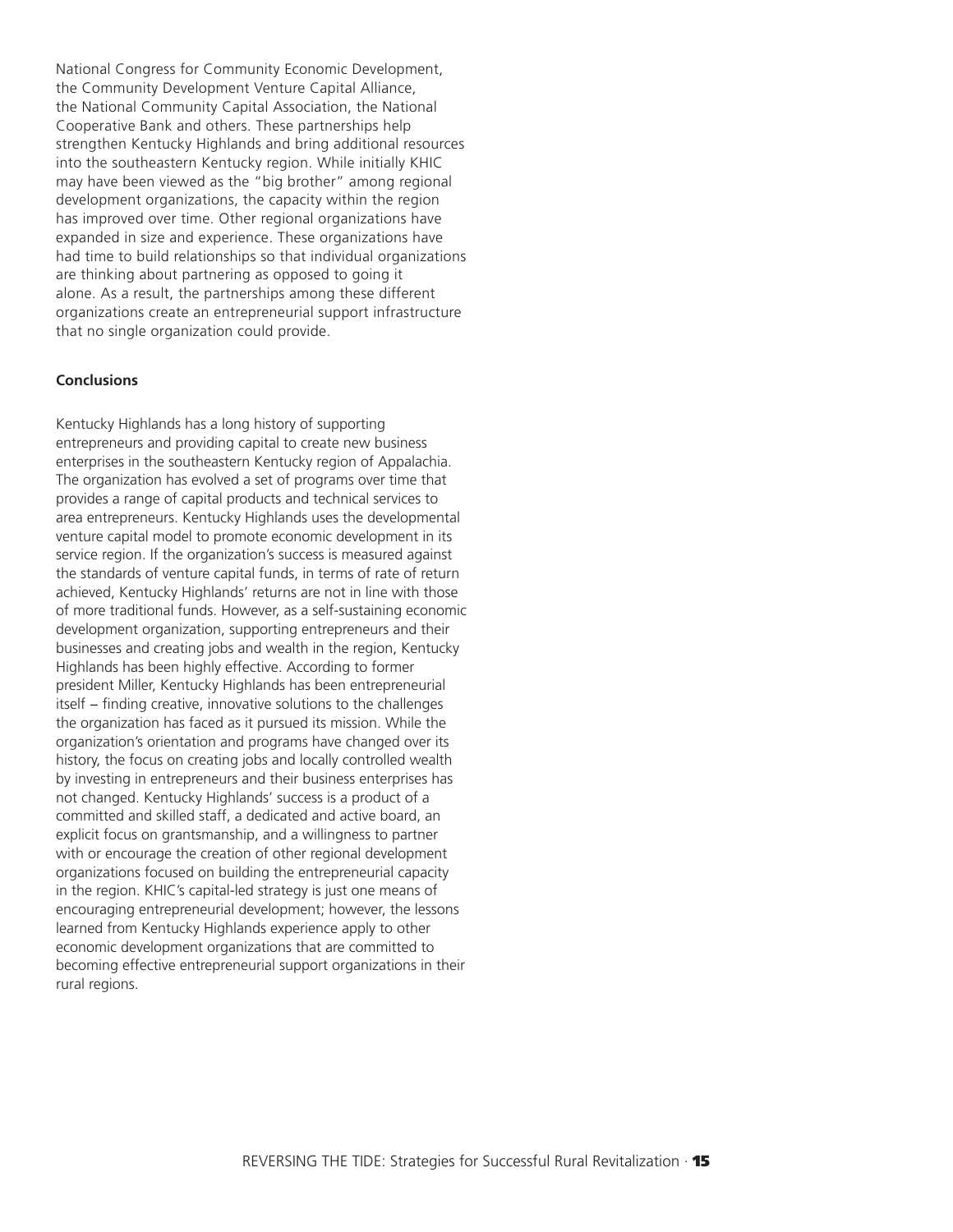National Congress for Community Economic Development, the Community Development Venture Capital Alliance, the National Community Capital Association, the National Cooperative Bank and others. These partnerships help strengthen Kentucky Highlands and bring additional resources into the southeastern Kentucky region. While initially KHIC may have been viewed as the "big brother" among regional development organizations, the capacity within the region has improved over time. Other regional organizations have expanded in size and experience. These organizations have had time to build relationships so that individual organizations are thinking about partnering as opposed to going it alone. As a result, the partnerships among these different organizations create an entrepreneurial support infrastructure that no single organization could provide.

**Conclusions**

Kentucky Highlands has a long history of supporting entrepreneurs and providing capital to create new business enterprises in the southeastern Kentucky region of Appalachia. The organization has evolved a set of programs over time that provides a range of capital products and technical services to area entrepreneurs. Kentucky Highlands uses the developmental venture capital model to promote economic development in its service region. If the organization's success is measured against the standards of venture capital funds, in terms of rate of return achieved, Kentucky Highlands' returns are not in line with those of more traditional funds. However, as a self-sustaining economic development organization, supporting entrepreneurs and their businesses and creating jobs and wealth in the region, Kentucky Highlands has been highly effective. According to former president Miller, Kentucky Highlands has been entrepreneurial itself – finding creative, innovative solutions to the challenges the organization has faced as it pursued its mission. While the organization's orientation and programs have changed over its history, the focus on creating jobs and locally controlled wealth by investing in entrepreneurs and their business enterprises has not changed. Kentucky Highlands' success is a product of a committed and skilled staff, a dedicated and active board, an explicit focus on grantsmanship, and a willingness to partner with or encourage the creation of other regional development organizations focused on building the entrepreneurial capacity in the region. KHIC's capital-led strategy is just one means of encouraging entrepreneurial development; however, the lessons learned from Kentucky Highlands experience apply to other economic development organizations that are committed to becoming effective entrepreneurial support organizations in their rural regions.